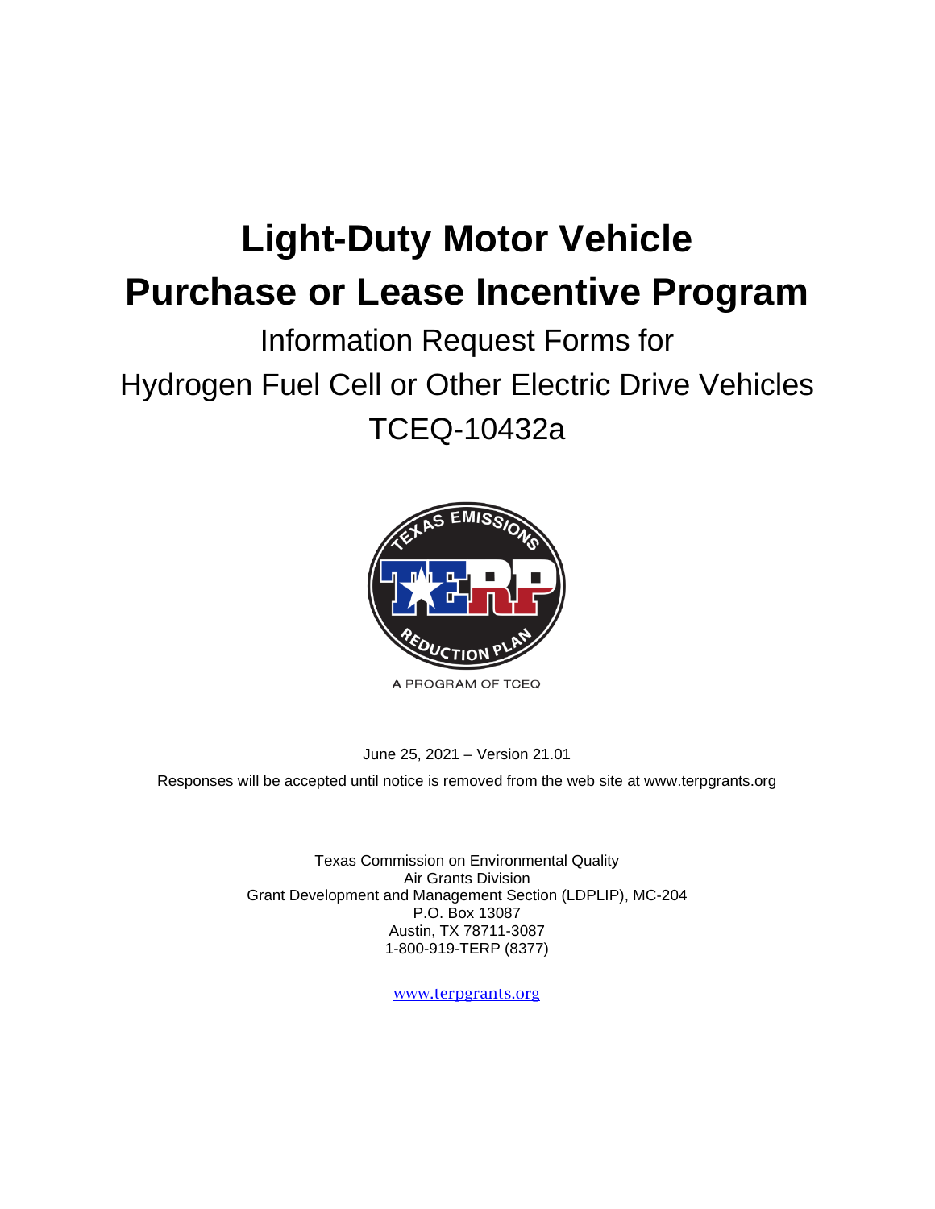# Light-Duty Motor Vehicle Purchase or Lease Incentive Program

## Information Request Forms for Hydrogen Fuel Cell or Other Electric Drive Vehicles TCEQ-10432a

June 25, 2021 – Version 21.01

Responses will be accepted until notice is removed from the web site at www.terpgrants.org

Texas Commission on Environmental Quality
Air Grants Division
Grant Development and Management Section (LDPLIP), MC-204
P.O. Box 13087
Austin, TX 78711-3087
1-800-919-TERP (8377)

www.terpgrants.org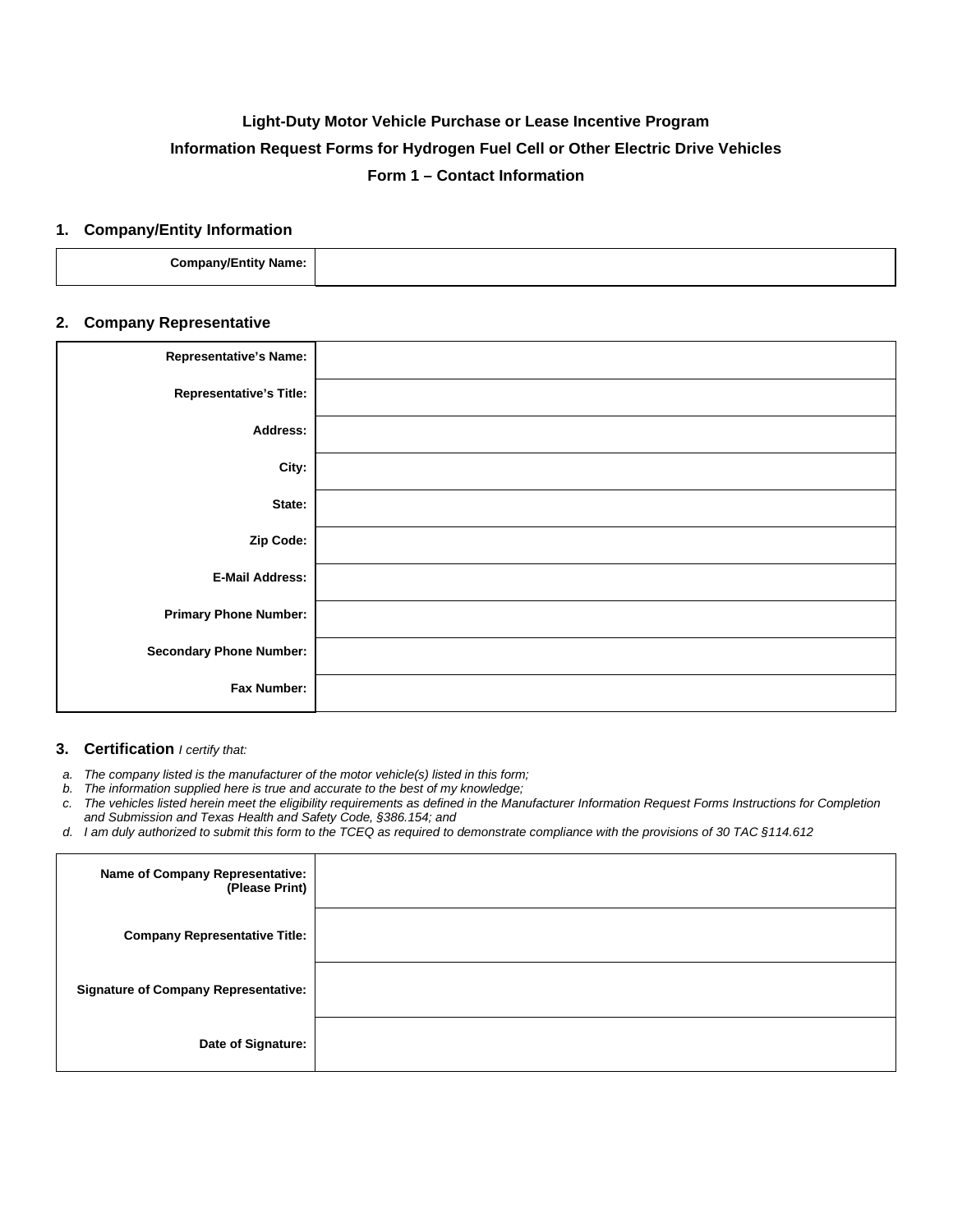# Light-Duty Motor Vehicle Purchase or Lease Incentive Program

## Information Request Forms for Hydrogen Fuel Cell or Other Electric Drive Vehicles

## Form 1 – Contact Information

### 1. Company/Entity Information

| | |
|---|---|
| **Company/Entity Name:** | |

### 2. Company Representative

| | |
|---|---|
| **Representative's Name:** | |
| **Representative's Title:** | |
| **Address:** | |
| **City:** | |
| **State:** | |
| **Zip Code:** | |
| **E-Mail Address:** | |
| **Primary Phone Number:** | |
| **Secondary Phone Number:** | |
| **Fax Number:** | |

### 3. Certification *I certify that:*

a. *The company listed is the manufacturer of the motor vehicle(s) listed in this form;*
b. *The information supplied here is true and accurate to the best of my knowledge;*
c. *The vehicles listed herein meet the eligibility requirements as defined in the Manufacturer Information Request Forms Instructions for Completion and Submission and Texas Health and Safety Code, §386.154; and*
d. *I am duly authorized to submit this form to the TCEQ as required to demonstrate compliance with the provisions of 30 TAC §114.612*

| | |
|---|---|
| **Name of Company Representative: (Please Print)** | |
| **Company Representative Title:** | |
| **Signature of Company Representative:** | |
| **Date of Signature:** | |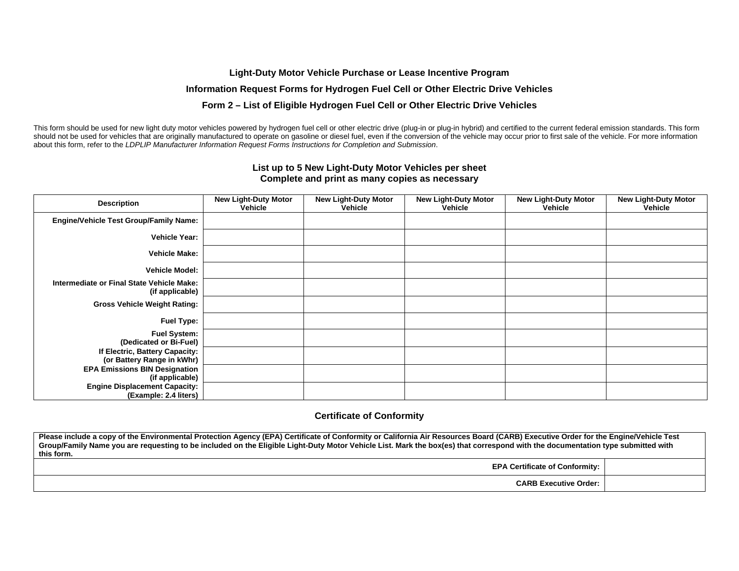### Light-Duty Motor Vehicle Purchase or Lease Incentive Program

### Information Request Forms for Hydrogen Fuel Cell or Other Electric Drive Vehicles

### Form 2 – List of Eligible Hydrogen Fuel Cell or Other Electric Drive Vehicles

This form should be used for new light duty motor vehicles powered by hydrogen fuel cell or other electric drive (plug-in or plug-in hybrid) and certified to the current federal emission standards. This form should not be used for vehicles that are originally manufactured to operate on gasoline or diesel fuel, even if the conversion of the vehicle may occur prior to first sale of the vehicle. For more information about this form, refer to the *LDPLIP Manufacturer Information Request Forms Instructions for Completion and Submission*.

**List up to 5 New Light-Duty Motor Vehicles per sheet**
**Complete and print as many copies as necessary**

| Description | New Light-Duty Motor Vehicle | New Light-Duty Motor Vehicle | New Light-Duty Motor Vehicle | New Light-Duty Motor Vehicle | New Light-Duty Motor Vehicle |
|---|---|---|---|---|---|
| **Engine/Vehicle Test Group/Family Name:** | | | | | |
| **Vehicle Year:** | | | | | |
| **Vehicle Make:** | | | | | |
| **Vehicle Model:** | | | | | |
| **Intermediate or Final State Vehicle Make: (if applicable)** | | | | | |
| **Gross Vehicle Weight Rating:** | | | | | |
| **Fuel Type:** | | | | | |
| **Fuel System: (Dedicated or Bi-Fuel)** | | | | | |
| **If Electric, Battery Capacity: (or Battery Range in kWhr)** | | | | | |
| **EPA Emissions BIN Designation (if applicable)** | | | | | |
| **Engine Displacement Capacity: (Example: 2.4 liters)** | | | | | |

### Certificate of Conformity

| | |
|---|---|
| **Please include a copy of the Environmental Protection Agency (EPA) Certificate of Conformity or California Air Resources Board (CARB) Executive Order for the Engine/Vehicle Test Group/Family Name you are requesting to be included on the Eligible Light-Duty Motor Vehicle List. Mark the box(es) that correspond with the documentation type submitted with this form.** | |
| **EPA Certificate of Conformity:** | |
| **CARB Executive Order:** | |